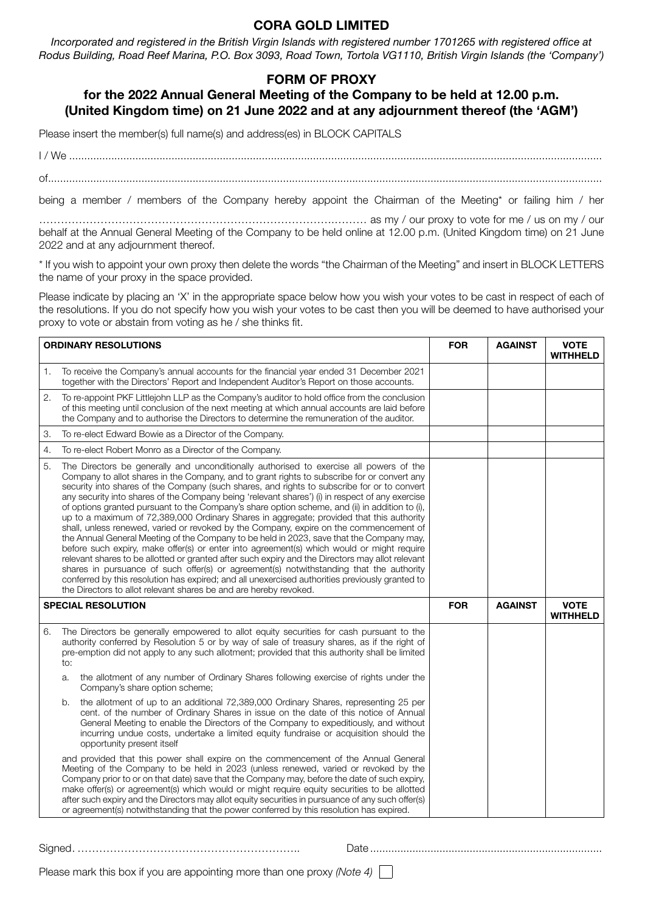# CORA GOLD LIMITED

*Incorporated and registered in the British Virgin Islands with registered number 1701265 with registered office at Rodus Building, Road Reef Marina, P.O. Box 3093, Road Town, Tortola VG1110, British Virgin Islands (the 'Company')*

## FORM OF PROXY

## for the 2022 Annual General Meeting of the Company to be held at 12.00 p.m. (United Kingdom time) on 21 June 2022 and at any adjournment thereof (the 'AGM')

Please insert the member(s) full name(s) and address(es) in BLOCK CAPITALS

I / We ..........................................................................................................................................................................

of.................................................................................................................................................................................

being a member / members of the Company hereby appoint the Chairman of the Meeting* or failing him / her

……………………………………………………………………………… as my / our proxy to vote for me / us on my / our behalf at the Annual General Meeting of the Company to be held online at 12.00 p.m. (United Kingdom time) on 21 June 2022 and at any adjournment thereof.

\* If you wish to appoint your own proxy then delete the words "the Chairman of the Meeting" and insert in BLOCK LETTERS the name of your proxy in the space provided.

Please indicate by placing an 'X' in the appropriate space below how you wish your votes to be cast in respect of each of the resolutions. If you do not specify how you wish your votes to be cast then you will be deemed to have authorised your proxy to vote or abstain from voting as he / she thinks fit.

| ORDINARY RESOLUTIONS | FOR | AGAINST | VOTE WITHHELD |
|---|---|---|---|
| 1. To receive the Company's annual accounts for the financial year ended 31 December 2021 together with the Directors' Report and Independent Auditor's Report on those accounts. | | | |
| 2. To re-appoint PKF Littlejohn LLP as the Company's auditor to hold office from the conclusion of this meeting until conclusion of the next meeting at which annual accounts are laid before the Company and to authorise the Directors to determine the remuneration of the auditor. | | | |
| 3. To re-elect Edward Bowie as a Director of the Company. | | | |
| 4. To re-elect Robert Monro as a Director of the Company. | | | |
| 5. The Directors be generally and unconditionally authorised to exercise all powers of the Company to allot shares in the Company, and to grant rights to subscribe for or convert any security into shares of the Company (such shares, and rights to subscribe for or to convert any security into shares of the Company being 'relevant shares') (i) in respect of any exercise of options granted pursuant to the Company's share option scheme, and (ii) in addition to (i), up to a maximum of 72,389,000 Ordinary Shares in aggregate; provided that this authority shall, unless renewed, varied or revoked by the Company, expire on the commencement of the Annual General Meeting of the Company to be held in 2023, save that the Company may, before such expiry, make offer(s) or enter into agreement(s) which would or might require relevant shares to be allotted or granted after such expiry and the Directors may allot relevant shares in pursuance of such offer(s) or agreement(s) notwithstanding that the authority conferred by this resolution has expired; and all unexercised authorities previously granted to the Directors to allot relevant shares be and are hereby revoked. | | | |
| **SPECIAL RESOLUTION** | **FOR** | **AGAINST** | **VOTE WITHHELD** |
| 6. The Directors be generally empowered to allot equity securities for cash pursuant to the authority conferred by Resolution 5 or by way of sale of treasury shares, as if the right of pre-emption did not apply to any such allotment; provided that this authority shall be limited to:<br>a. the allotment of any number of Ordinary Shares following exercise of rights under the Company's share option scheme;<br>b. the allotment of up to an additional 72,389,000 Ordinary Shares, representing 25 per cent. of the number of Ordinary Shares in issue on the date of this notice of Annual General Meeting to enable the Directors of the Company to expeditiously, and without incurring undue costs, undertake a limited equity fundraise or acquisition should the opportunity present itself<br>and provided that this power shall expire on the commencement of the Annual General Meeting of the Company to be held in 2023 (unless renewed, varied or revoked by the Company prior to or on that date) save that the Company may, before the date of such expiry, make offer(s) or agreement(s) which would or might require equity securities to be allotted after such expiry and the Directors may allot equity securities in pursuance of any such offer(s) or agreement(s) notwithstanding that the power conferred by this resolution has expired. | | | |

Signed. ……………………………………………………..  Date ............................................................................

Please mark this box if you are appointing more than one proxy *(Note 4)* ☐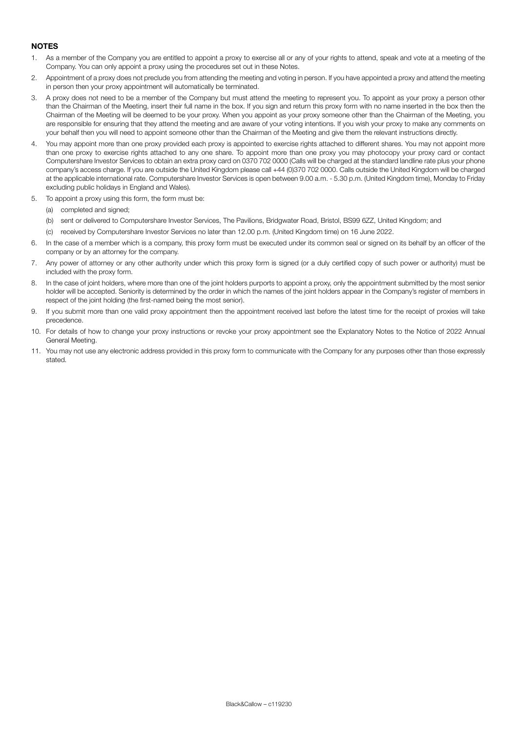**NOTES**

1. As a member of the Company you are entitled to appoint a proxy to exercise all or any of your rights to attend, speak and vote at a meeting of the Company. You can only appoint a proxy using the procedures set out in these Notes.
2. Appointment of a proxy does not preclude you from attending the meeting and voting in person. If you have appointed a proxy and attend the meeting in person then your proxy appointment will automatically be terminated.
3. A proxy does not need to be a member of the Company but must attend the meeting to represent you. To appoint as your proxy a person other than the Chairman of the Meeting, insert their full name in the box. If you sign and return this proxy form with no name inserted in the box then the Chairman of the Meeting will be deemed to be your proxy. When you appoint as your proxy someone other than the Chairman of the Meeting, you are responsible for ensuring that they attend the meeting and are aware of your voting intentions. If you wish your proxy to make any comments on your behalf then you will need to appoint someone other than the Chairman of the Meeting and give them the relevant instructions directly.
4. You may appoint more than one proxy provided each proxy is appointed to exercise rights attached to different shares. You may not appoint more than one proxy to exercise rights attached to any one share. To appoint more than one proxy you may photocopy your proxy card or contact Computershare Investor Services to obtain an extra proxy card on 0370 702 0000 (Calls will be charged at the standard landline rate plus your phone company's access charge. If you are outside the United Kingdom please call +44 (0)370 702 0000. Calls outside the United Kingdom will be charged at the applicable international rate. Computershare Investor Services is open between 9.00 a.m. - 5.30 p.m. (United Kingdom time), Monday to Friday excluding public holidays in England and Wales).
5. To appoint a proxy using this form, the form must be:
   (a) completed and signed;
   (b) sent or delivered to Computershare Investor Services, The Pavilions, Bridgwater Road, Bristol, BS99 6ZZ, United Kingdom; and
   (c) received by Computershare Investor Services no later than 12.00 p.m. (United Kingdom time) on 16 June 2022.
6. In the case of a member which is a company, this proxy form must be executed under its common seal or signed on its behalf by an officer of the company or by an attorney for the company.
7. Any power of attorney or any other authority under which this proxy form is signed (or a duly certified copy of such power or authority) must be included with the proxy form.
8. In the case of joint holders, where more than one of the joint holders purports to appoint a proxy, only the appointment submitted by the most senior holder will be accepted. Seniority is determined by the order in which the names of the joint holders appear in the Company's register of members in respect of the joint holding (the first-named being the most senior).
9. If you submit more than one valid proxy appointment then the appointment received last before the latest time for the receipt of proxies will take precedence.
10. For details of how to change your proxy instructions or revoke your proxy appointment see the Explanatory Notes to the Notice of 2022 Annual General Meeting.
11. You may not use any electronic address provided in this proxy form to communicate with the Company for any purposes other than those expressly stated.

Black&Callow – c119230